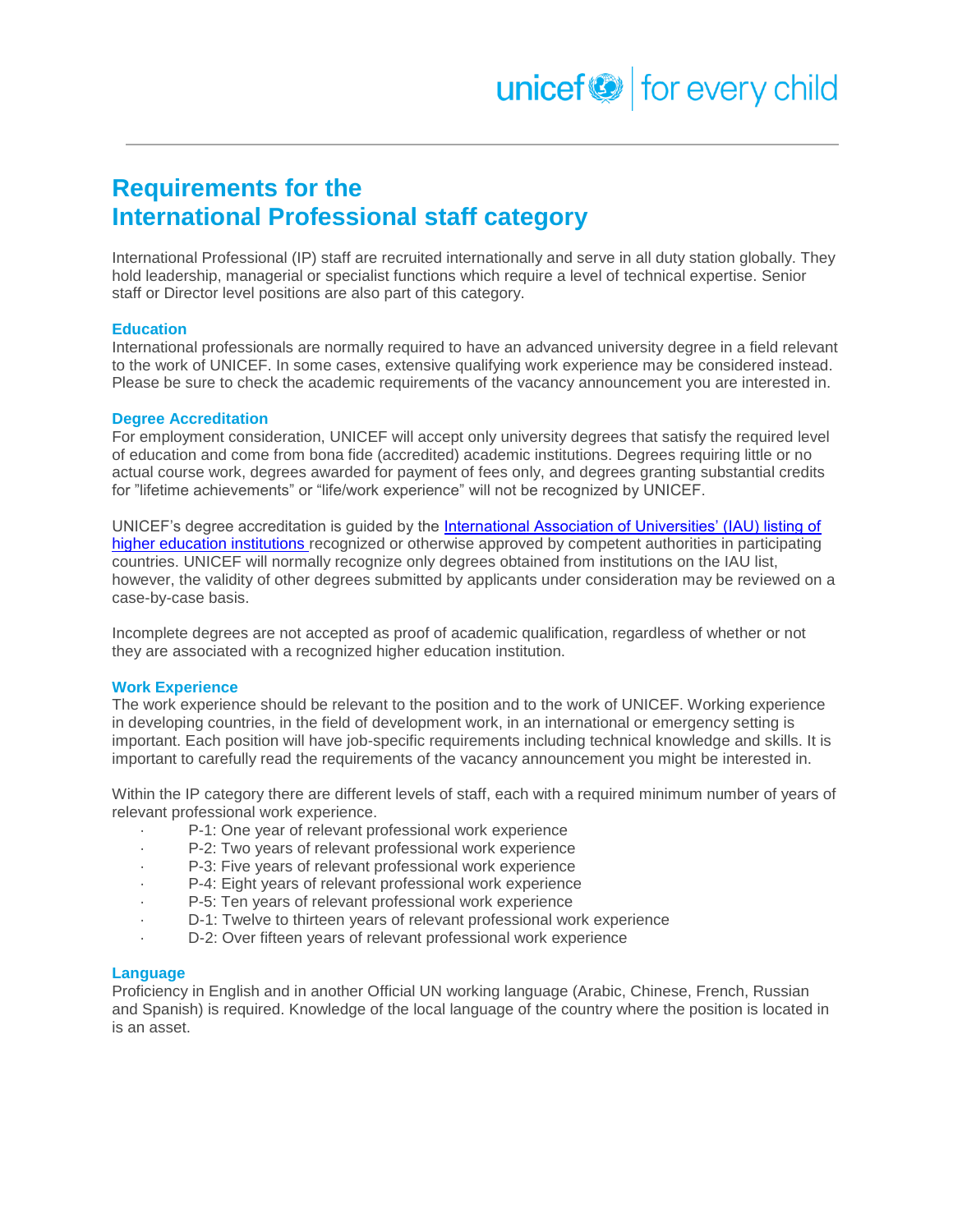# Requirements for the International Professional staff category

International Professional (IP) staff are recruited internationally and serve in all duty station globally. They hold leadership, managerial or specialist functions which require a level of technical expertise. Senior staff or Director level positions are also part of this category.

### Education

International professionals are normally required to have an advanced university degree in a field relevant to the work of UNICEF. In some cases, extensive qualifying work experience may be considered instead. Please be sure to check the academic requirements of the vacancy announcement you are interested in.

### Degree Accreditation

For employment consideration, UNICEF will accept only university degrees that satisfy the required level of education and come from bona fide (accredited) academic institutions. Degrees requiring little or no actual course work, degrees awarded for payment of fees only, and degrees granting substantial credits for "lifetime achievements" or "life/work experience" will not be recognized by UNICEF.

UNICEF's degree accreditation is guided by the International Association of Universities' (IAU) listing of higher education institutions recognized or otherwise approved by competent authorities in participating countries. UNICEF will normally recognize only degrees obtained from institutions on the IAU list, however, the validity of other degrees submitted by applicants under consideration may be reviewed on a case-by-case basis.

Incomplete degrees are not accepted as proof of academic qualification, regardless of whether or not they are associated with a recognized higher education institution.

### Work Experience

The work experience should be relevant to the position and to the work of UNICEF. Working experience in developing countries, in the field of development work, in an international or emergency setting is important. Each position will have job-specific requirements including technical knowledge and skills. It is important to carefully read the requirements of the vacancy announcement you might be interested in.

Within the IP category there are different levels of staff, each with a required minimum number of years of relevant professional work experience.

- P-1: One year of relevant professional work experience
- P-2: Two years of relevant professional work experience
- P-3: Five years of relevant professional work experience
- P-4: Eight years of relevant professional work experience
- P-5: Ten years of relevant professional work experience
- D-1: Twelve to thirteen years of relevant professional work experience
- D-2: Over fifteen years of relevant professional work experience

### Language

Proficiency in English and in another Official UN working language (Arabic, Chinese, French, Russian and Spanish) is required. Knowledge of the local language of the country where the position is located in is an asset.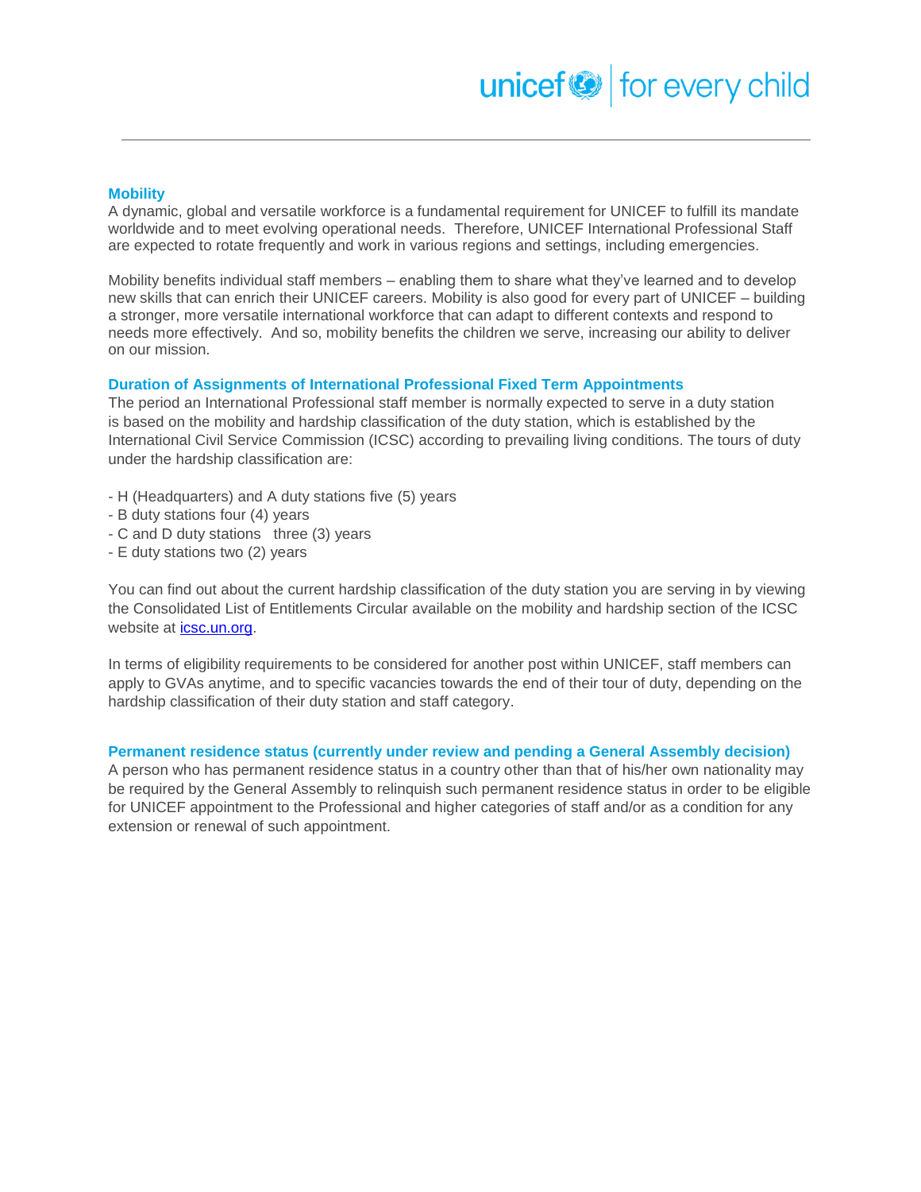## Mobility

A dynamic, global and versatile workforce is a fundamental requirement for UNICEF to fulfill its mandate worldwide and to meet evolving operational needs. Therefore, UNICEF International Professional Staff are expected to rotate frequently and work in various regions and settings, including emergencies.

Mobility benefits individual staff members – enabling them to share what they've learned and to develop new skills that can enrich their UNICEF careers. Mobility is also good for every part of UNICEF – building a stronger, more versatile international workforce that can adapt to different contexts and respond to needs more effectively. And so, mobility benefits the children we serve, increasing our ability to deliver on our mission.

## Duration of Assignments of International Professional Fixed Term Appointments

The period an International Professional staff member is normally expected to serve in a duty station is based on the mobility and hardship classification of the duty station, which is established by the International Civil Service Commission (ICSC) according to prevailing living conditions. The tours of duty under the hardship classification are:

- H (Headquarters) and A duty stations five (5) years
- B duty stations four (4) years
- C and D duty stations three (3) years
- E duty stations two (2) years

You can find out about the current hardship classification of the duty station you are serving in by viewing the Consolidated List of Entitlements Circular available on the mobility and hardship section of the ICSC website at [icsc.un.org](icsc.un.org).

In terms of eligibility requirements to be considered for another post within UNICEF, staff members can apply to GVAs anytime, and to specific vacancies towards the end of their tour of duty, depending on the hardship classification of their duty station and staff category.

## Permanent residence status (currently under review and pending a General Assembly decision)

A person who has permanent residence status in a country other than that of his/her own nationality may be required by the General Assembly to relinquish such permanent residence status in order to be eligible for UNICEF appointment to the Professional and higher categories of staff and/or as a condition for any extension or renewal of such appointment.